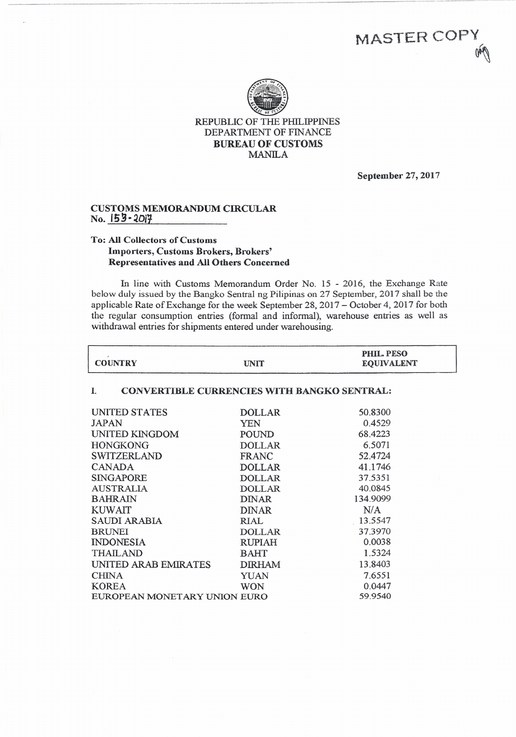MASTER COPY

REPUBLIC OF THE PHILIPPINES
DEPARTMENT OF FINANCE
**BUREAU OF CUSTOMS**
MANILA

**September 27, 2017**

**CUSTOMS MEMORANDUM CIRCULAR**
**No. 153-2017**

**To: All Collectors of Customs**
**Importers, Customs Brokers, Brokers' Representatives and All Others Concerned**

In line with Customs Memorandum Order No. 15 - 2016, the Exchange Rate below duly issued by the Bangko Sentral ng Pilipinas on 27 September, 2017 shall be the applicable Rate of Exchange for the week September 28, 2017 – October 4, 2017 for both the regular consumption entries (formal and informal), warehouse entries as well as withdrawal entries for shipments entered under warehousing.

| COUNTRY | UNIT | PHIL. PESO EQUIVALENT |
|---|---|---|
| **I. CONVERTIBLE CURRENCIES WITH BANGKO SENTRAL:** | | |
| UNITED STATES | DOLLAR | 50.8300 |
| JAPAN | YEN | 0.4529 |
| UNITED KINGDOM | POUND | 68.4223 |
| HONGKONG | DOLLAR | 6.5071 |
| SWITZERLAND | FRANC | 52.4724 |
| CANADA | DOLLAR | 41.1746 |
| SINGAPORE | DOLLAR | 37.5351 |
| AUSTRALIA | DOLLAR | 40.0845 |
| BAHRAIN | DINAR | 134.9099 |
| KUWAIT | DINAR | N/A |
| SAUDI ARABIA | RIAL | 13.5547 |
| BRUNEI | DOLLAR | 37.3970 |
| INDONESIA | RUPIAH | 0.0038 |
| THAILAND | BAHT | 1.5324 |
| UNITED ARAB EMIRATES | DIRHAM | 13.8403 |
| CHINA | YUAN | 7.6551 |
| KOREA | WON | 0.0447 |
| EUROPEAN MONETARY UNION | EURO | 59.9540 |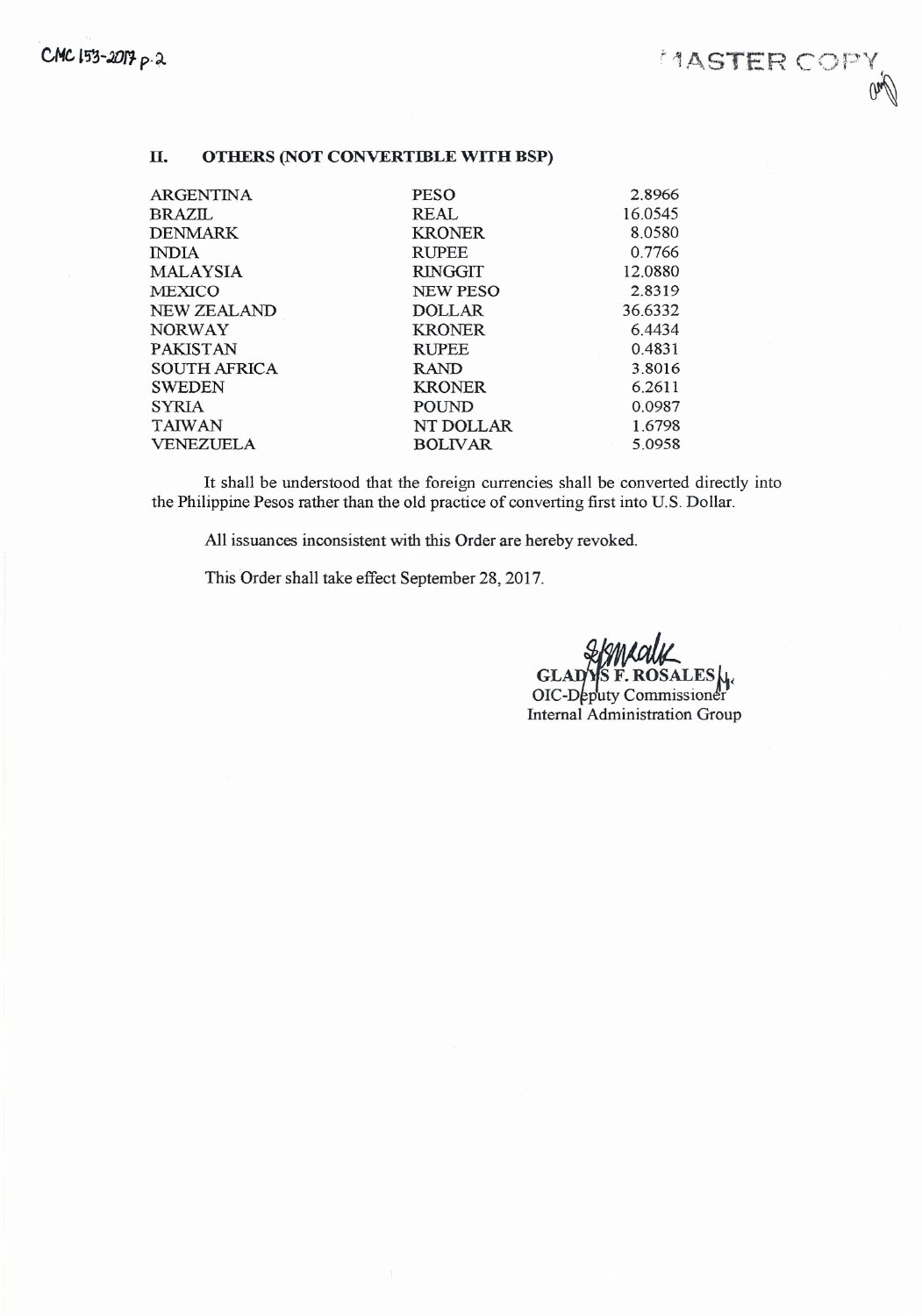## II. OTHERS (NOT CONVERTIBLE WITH BSP)

| | | |
|---|---|---|
| ARGENTINA | PESO | 2.8966 |
| BRAZIL | REAL | 16.0545 |
| DENMARK | KRONER | 8.0580 |
| INDIA | RUPEE | 0.7766 |
| MALAYSIA | RINGGIT | 12.0880 |
| MEXICO | NEW PESO | 2.8319 |
| NEW ZEALAND | DOLLAR | 36.6332 |
| NORWAY | KRONER | 6.4434 |
| PAKISTAN | RUPEE | 0.4831 |
| SOUTH AFRICA | RAND | 3.8016 |
| SWEDEN | KRONER | 6.2611 |
| SYRIA | POUND | 0.0987 |
| TAIWAN | NT DOLLAR | 1.6798 |
| VENEZUELA | BOLIVAR | 5.0958 |

It shall be understood that the foreign currencies shall be converted directly into the Philippine Pesos rather than the old practice of converting first into U.S. Dollar.

All issuances inconsistent with this Order are hereby revoked.

This Order shall take effect September 28, 2017.

**GLADYS F. ROSALES**
OIC-Deputy Commissioner
Internal Administration Group